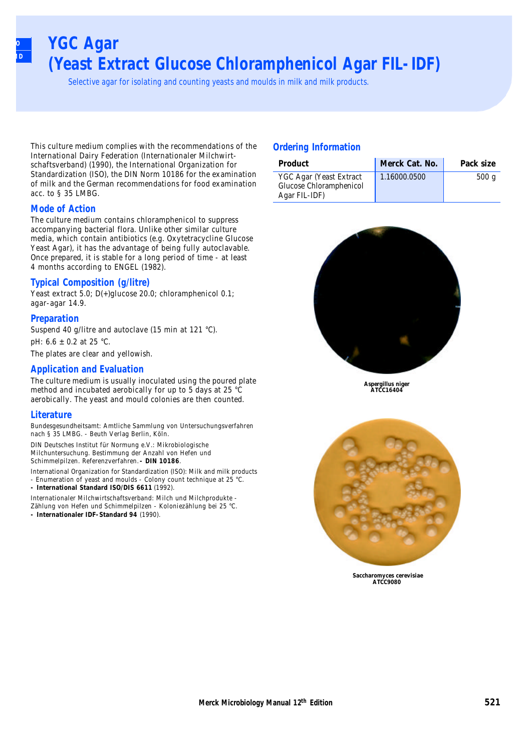# YGC Agar
# (Yeast Extract Glucose Chloramphenicol Agar FIL-IDF)

Selective agar for isolating and counting yeasts and moulds in milk and milk products.

This culture medium complies with the recommendations of the International Dairy Federation (Internationaler Milchwirtschaftsverband) (1990), the International Organization for Standardization (ISO), the DIN Norm 10186 for the examination of milk and the German recommendations for food examination acc. to § 35 LMBG.

## Mode of Action

The culture medium contains chloramphenicol to suppress accompanying bacterial flora. Unlike other similar culture media, which contain antibiotics (e.g. Oxytetracycline Glucose Yeast Agar), it has the advantage of being fully autoclavable. Once prepared, it is stable for a long period of time - at least 4 months according to ENGEL (1982).

## Typical Composition (g/litre)

Yeast extract 5.0; D(+)glucose 20.0; chloramphenicol 0.1; agar-agar 14.9.

## Preparation

Suspend 40 g/litre and autoclave (15 min at 121 °C).

pH: 6.6 ± 0.2 at 25 °C.

The plates are clear and yellowish.

## Application and Evaluation

The culture medium is usually inoculated using the poured plate method and incubated aerobically for up to 5 days at 25 °C aerobically. The yeast and mould colonies are then counted.

## Literature

Bundesgesundheitsamt: Amtliche Sammlung von Untersuchungsverfahren nach § 35 LMBG. - Beuth Verlag Berlin, Köln.

DIN Deutsches Institut für Normung e.V.: Mikrobiologische Milchuntersuchung. Bestimmung der Anzahl von Hefen und Schimmelpilzen. Referenzverfahren. **- DIN 10186**.

International Organization for Standardization (ISO): Milk and milk products - Enumeration of yeast and moulds - Colony count technique at 25 °C. **- International Standard ISO/DIS 6611** (1992).

Internationaler Milchwirtschaftsverband: Milch und Milchprodukte - Zählung von Hefen und Schimmelpilzen - Koloniezählung bei 25 °C. **- Internationaler IDF-Standard 94** (1990).

## Ordering Information

| Product | Merck Cat. No. | Pack size |
|---|---|---|
| YGC Agar (Yeast Extract Glucose Chloramphenicol Agar FIL-IDF) | 1.16000.0500 | 500 g |

**Aspergillus niger ATCC16404**

**Saccharomyces cerevisiae ATCC9080**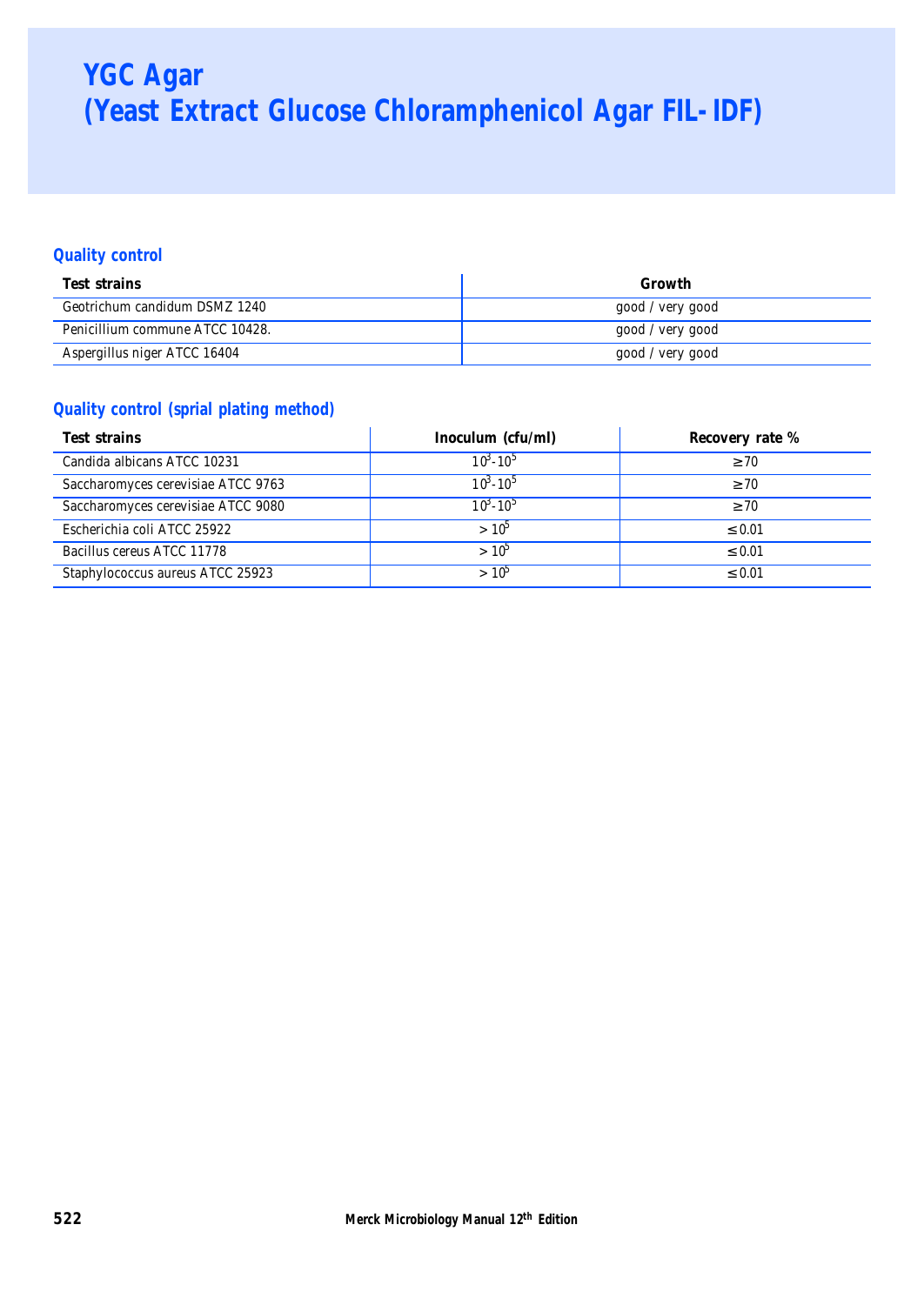# YGC Agar
# (Yeast Extract Glucose Chloramphenicol Agar FIL-IDF)

## Quality control

| Test strains | Growth |
|---|---|
| Geotrichum candidum DSMZ 1240 | good / very good |
| Penicillium commune ATCC 10428. | good / very good |
| Aspergillus niger ATCC 16404 | good / very good |

## Quality control (sprial plating method)

| Test strains | Inoculum (cfu/ml) | Recovery rate % |
|---|---|---|
| Candida albicans ATCC 10231 | $10^3$-$10^5$ | $\geq 70$ |
| Saccharomyces cerevisiae ATCC 9763 | $10^3$-$10^5$ | $\geq 70$ |
| Saccharomyces cerevisiae ATCC 9080 | $10^3$-$10^5$ | $\geq 70$ |
| Escherichia coli ATCC 25922 | $> 10^5$ | $\leq 0.01$ |
| Bacillus cereus ATCC 11778 | $> 10^5$ | $\leq 0.01$ |
| Staphylococcus aureus ATCC 25923 | $> 10^5$ | $\leq 0.01$ |